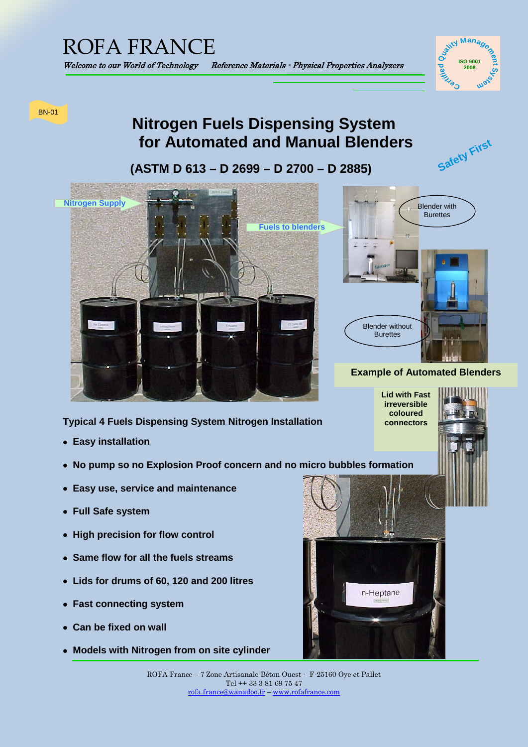# ROFA FRANCE

*Welcome to our World of Technology* *Reference Materials - Physical Properties Analyzers*

Certified Quality Management System ISO 9001 2008

BN-01

# Nitrogen Fuels Dispensing System for Automated and Manual Blenders

## (ASTM D 613 – D 2699 – D 2700 – D 2885)

Safety First

Nitrogen Supply

Fuels to blenders

Blender with Burettes

Blender without Burettes

**Example of Automated Blenders**

**Lid with Fast irreversible coloured connectors**

**Typical 4 Fuels Dispensing System Nitrogen Installation**

- **Easy installation**
- **No pump so no Explosion Proof concern and no micro bubbles formation**
- **Easy use, service and maintenance**
- **Full Safe system**
- **High precision for flow control**
- **Same flow for all the fuels streams**
- **Lids for drums of 60, 120 and 200 litres**
- **Fast connecting system**
- **Can be fixed on wall**
- **Models with Nitrogen from on site cylinder**

ROFA France – 7 Zone Artisanale Béton Ouest - F-25160 Oye et Pallet
Tel ++ 33 3 81 69 75 47
rofa.france@wanadoo.fr – www.rofafrance.com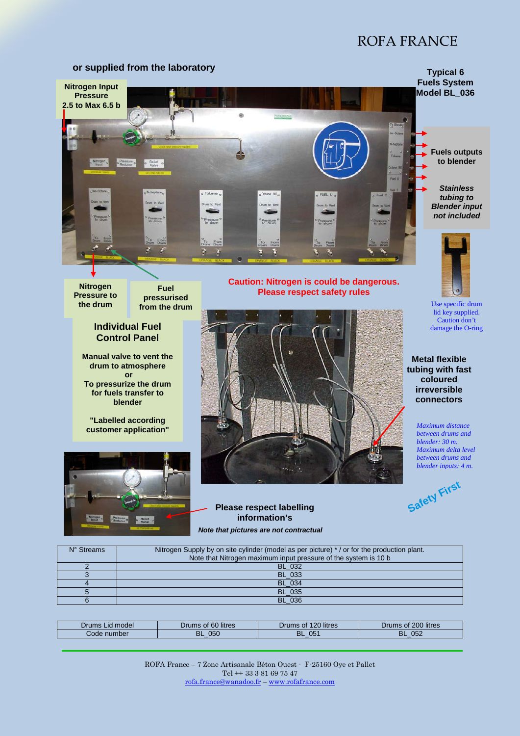ROFA FRANCE

**or supplied from the laboratory**

**Typical 6 Fuels System Model BL_036**

**Nitrogen Input Pressure 2.5 to Max 6.5 b**

**Fuels outputs to blender**

***Stainless tubing to Blender input not included***

**Nitrogen Pressure to the drum**

**Fuel pressurised from the drum**

**Caution: Nitrogen is could be dangerous. Please respect safety rules**

Use specific drum lid key supplied. Caution don't damage the O-ring

## Individual Fuel Control Panel

**Manual valve to vent the drum to atmosphere**
**or**
**To pressurize the drum for fuels transfer to blender**

**"Labelled according customer application"**

**Metal flexible tubing with fast coloured irreversible connectors**

*Maximum distance between drums and blender: 30 m.*
*Maximum delta level between drums and blender inputs: 4 m.*

Safety First

**Please respect labelling information's**

***Note that pictures are not contractual***

| N° Streams | Nitrogen Supply by on site cylinder (model as per picture) * / or for the production plant. Note that Nitrogen maximum input pressure of the system is 10 b |
|---|---|
| 2 | BL_032 |
| 3 | BL_033 |
| 4 | BL_034 |
| 5 | BL_035 |
| 6 | BL_036 |

| Drums Lid model | Drums of 60 litres | Drums of 120 litres | Drums of 200 litres |
|---|---|---|---|
| Code number | BL_050 | BL_051 | BL_052 |

ROFA France – 7 Zone Artisanale Béton Ouest - F-25160 Oye et Pallet
Tel ++ 33 3 81 69 75 47
rofa.france@wanadoo.fr – www.rofafrance.com